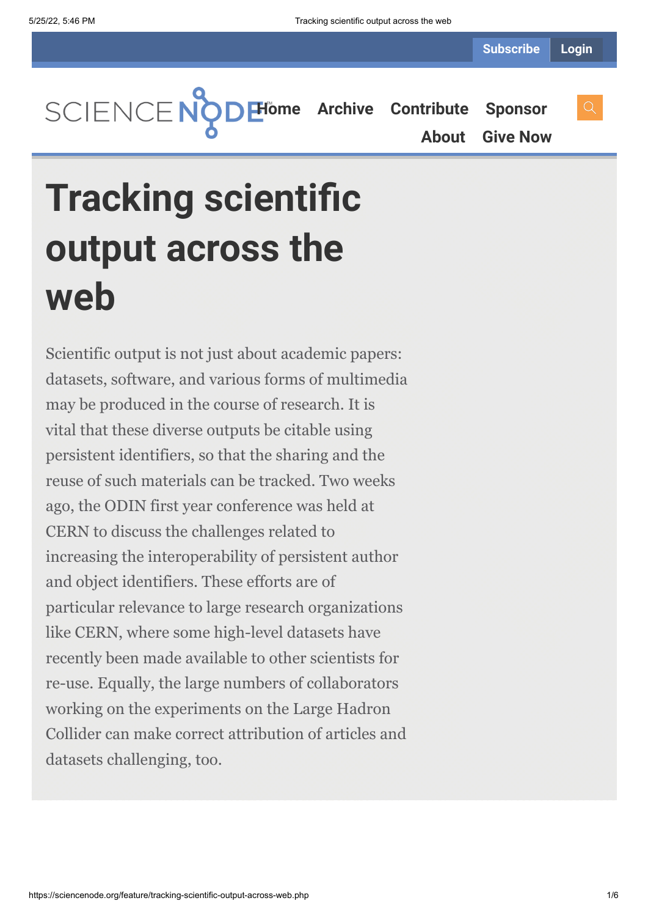# Tracking scientific output across the web

Scientific output is not just about academic papers: datasets, software, and various forms of multimedia may be produced in the course of research. It is vital that these diverse outputs be citable using persistent identifiers, so that the sharing and the reuse of such materials can be tracked. Two weeks ago, the ODIN first year conference was held at CERN to discuss the challenges related to increasing the interoperability of persistent author and object identifiers. These efforts are of particular relevance to large research organizations like CERN, where some high-level datasets have recently been made available to other scientists for re-use. Equally, the large numbers of collaborators working on the experiments on the Large Hadron Collider can make correct attribution of articles and datasets challenging, too.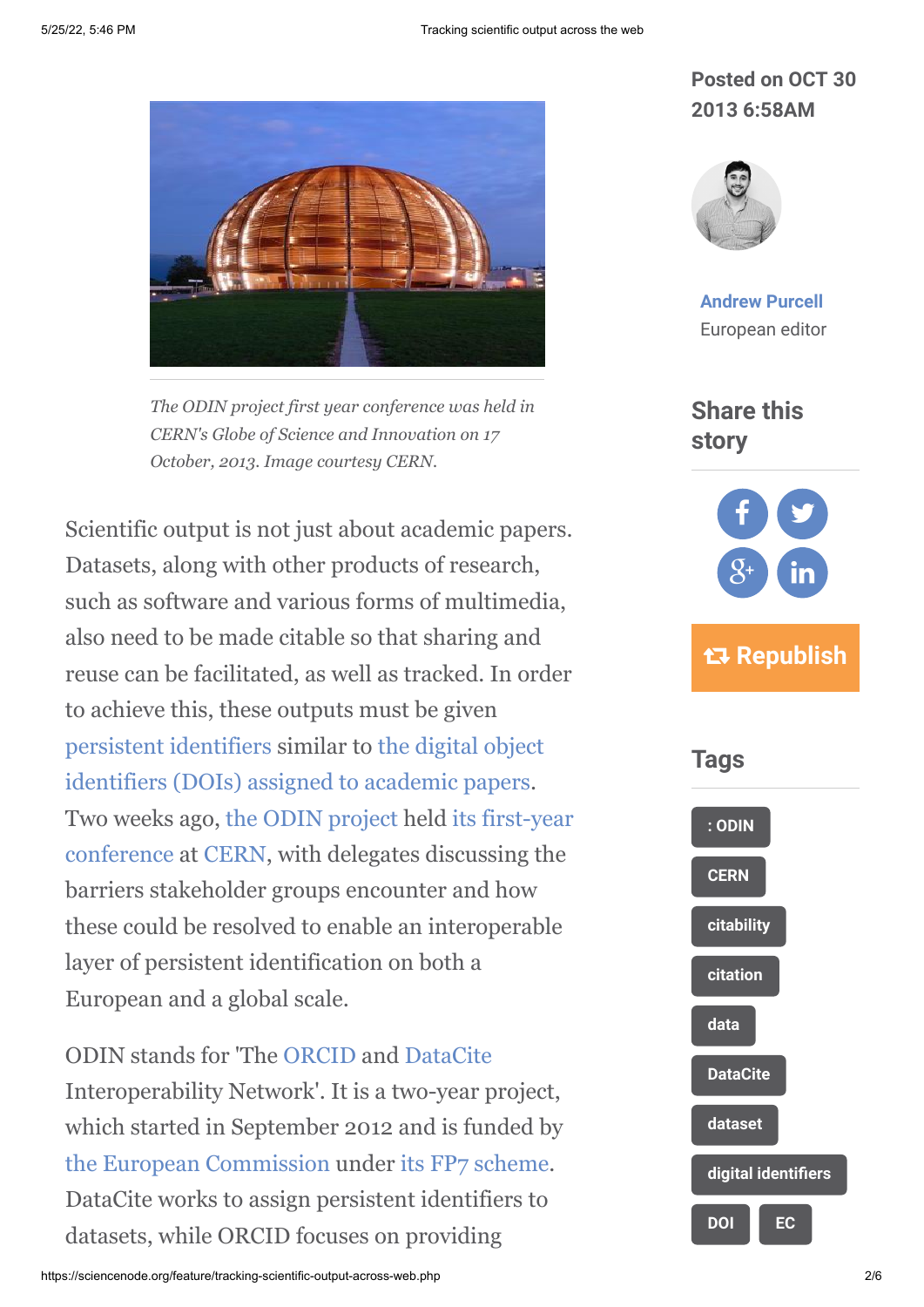*The ODIN project first year conference was held in CERN's Globe of Science and Innovation on 17 October, 2013. Image courtesy CERN.*

Scientific output is not just about academic papers. Datasets, along with other products of research, such as software and various forms of multimedia, also need to be made citable so that sharing and reuse can be facilitated, as well as tracked. In order to achieve this, these outputs must be given persistent identifiers similar to the digital object identifiers (DOIs) assigned to academic papers. Two weeks ago, the ODIN project held its first-year conference at CERN, with delegates discussing the barriers stakeholder groups encounter and how these could be resolved to enable an interoperable layer of persistent identification on both a European and a global scale.

ODIN stands for 'The ORCID and DataCite Interoperability Network'. It is a two-year project, which started in September 2012 and is funded by the European Commission under its FP7 scheme. DataCite works to assign persistent identifiers to datasets, while ORCID focuses on providing

Posted on OCT 30 2013 6:58AM

**Andrew Purcell**
European editor

## Share this story

Republish

## Tags

- : ODIN
- CERN
- citability
- citation
- data
- DataCite
- dataset
- digital identifiers
- DOI
- EC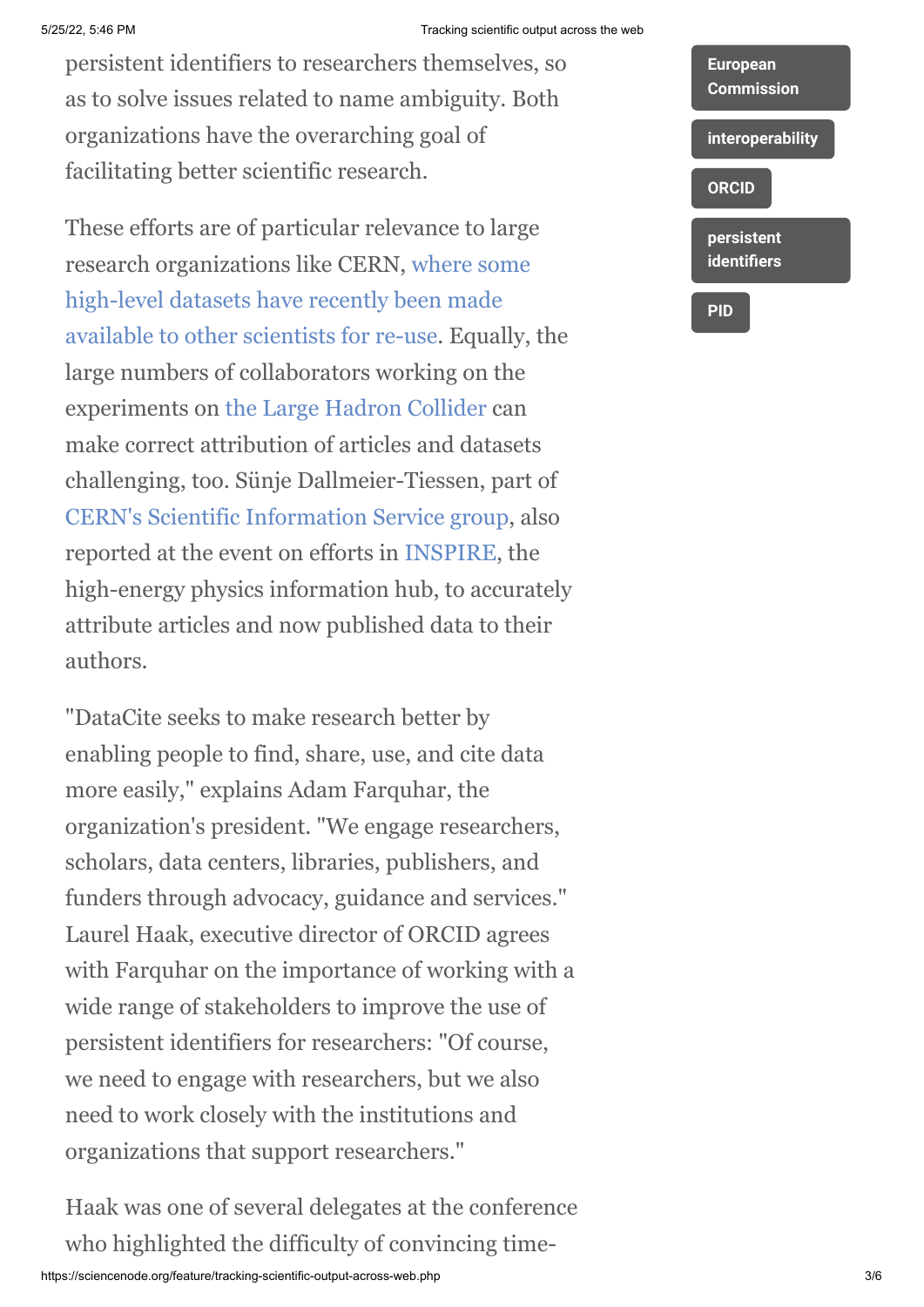persistent identifiers to researchers themselves, so as to solve issues related to name ambiguity. Both organizations have the overarching goal of facilitating better scientific research.

These efforts are of particular relevance to large research organizations like CERN, where some high-level datasets have recently been made available to other scientists for re-use. Equally, the large numbers of collaborators working on the experiments on the Large Hadron Collider can make correct attribution of articles and datasets challenging, too. Sünje Dallmeier-Tiessen, part of CERN's Scientific Information Service group, also reported at the event on efforts in INSPIRE, the high-energy physics information hub, to accurately attribute articles and now published data to their authors.

"DataCite seeks to make research better by enabling people to find, share, use, and cite data more easily," explains Adam Farquhar, the organization's president. "We engage researchers, scholars, data centers, libraries, publishers, and funders through advocacy, guidance and services." Laurel Haak, executive director of ORCID agrees with Farquhar on the importance of working with a wide range of stakeholders to improve the use of persistent identifiers for researchers: "Of course, we need to engage with researchers, but we also need to work closely with the institutions and organizations that support researchers."

Haak was one of several delegates at the conference who highlighted the difficulty of convincing time-

European Commission

interoperability

ORCID

persistent identifiers

PID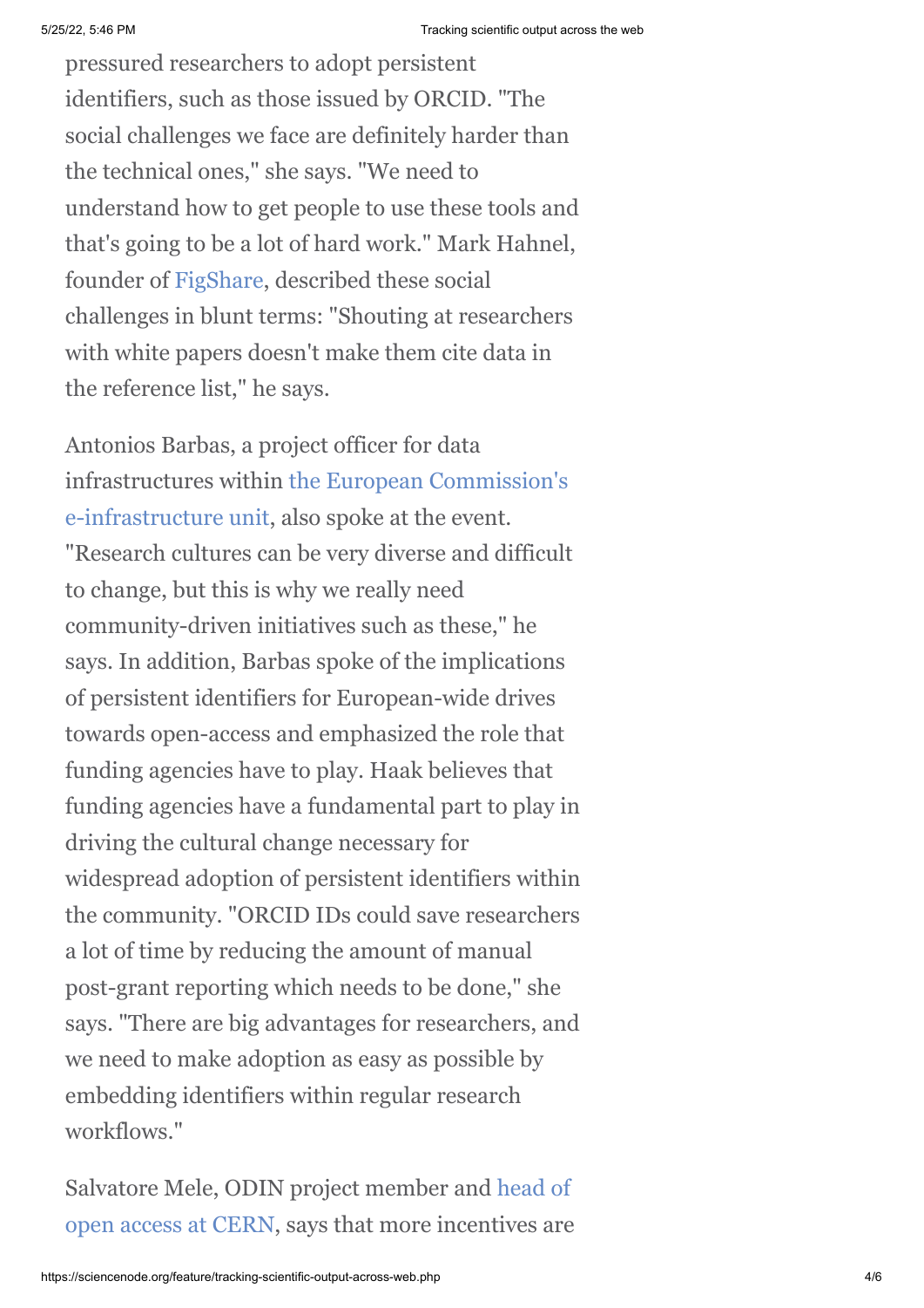pressured researchers to adopt persistent identifiers, such as those issued by ORCID. "The social challenges we face are definitely harder than the technical ones," she says. "We need to understand how to get people to use these tools and that's going to be a lot of hard work." Mark Hahnel, founder of FigShare, described these social challenges in blunt terms: "Shouting at researchers with white papers doesn't make them cite data in the reference list," he says.

Antonios Barbas, a project officer for data infrastructures within the European Commission's e-infrastructure unit, also spoke at the event. "Research cultures can be very diverse and difficult to change, but this is why we really need community-driven initiatives such as these," he says. In addition, Barbas spoke of the implications of persistent identifiers for European-wide drives towards open-access and emphasized the role that funding agencies have to play. Haak believes that funding agencies have a fundamental part to play in driving the cultural change necessary for widespread adoption of persistent identifiers within the community. "ORCID IDs could save researchers a lot of time by reducing the amount of manual post-grant reporting which needs to be done," she says. "There are big advantages for researchers, and we need to make adoption as easy as possible by embedding identifiers within regular research workflows."

Salvatore Mele, ODIN project member and head of open access at CERN, says that more incentives are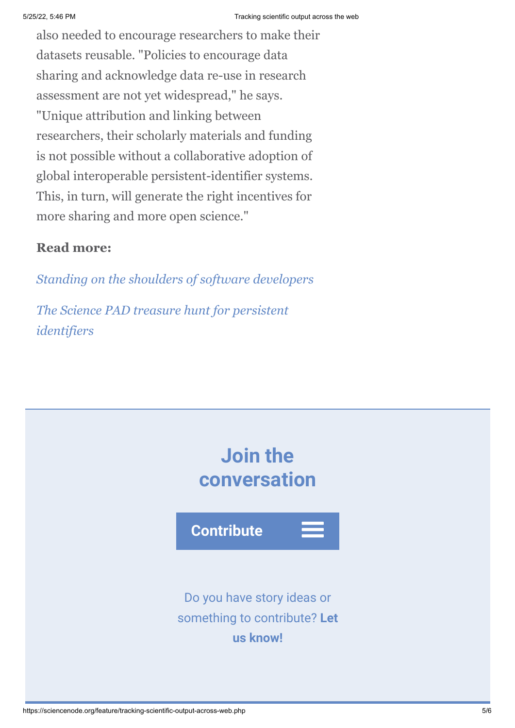also needed to encourage researchers to make their datasets reusable. "Policies to encourage data sharing and acknowledge data re-use in research assessment are not yet widespread," he says. "Unique attribution and linking between researchers, their scholarly materials and funding is not possible without a collaborative adoption of global interoperable persistent-identifier systems. This, in turn, will generate the right incentives for more sharing and more open science."

**Read more:**

*Standing on the shoulders of software developers*

*The Science PAD treasure hunt for persistent identifiers*

## Join the conversation

**Contribute**

Do you have story ideas or something to contribute? **Let us know!**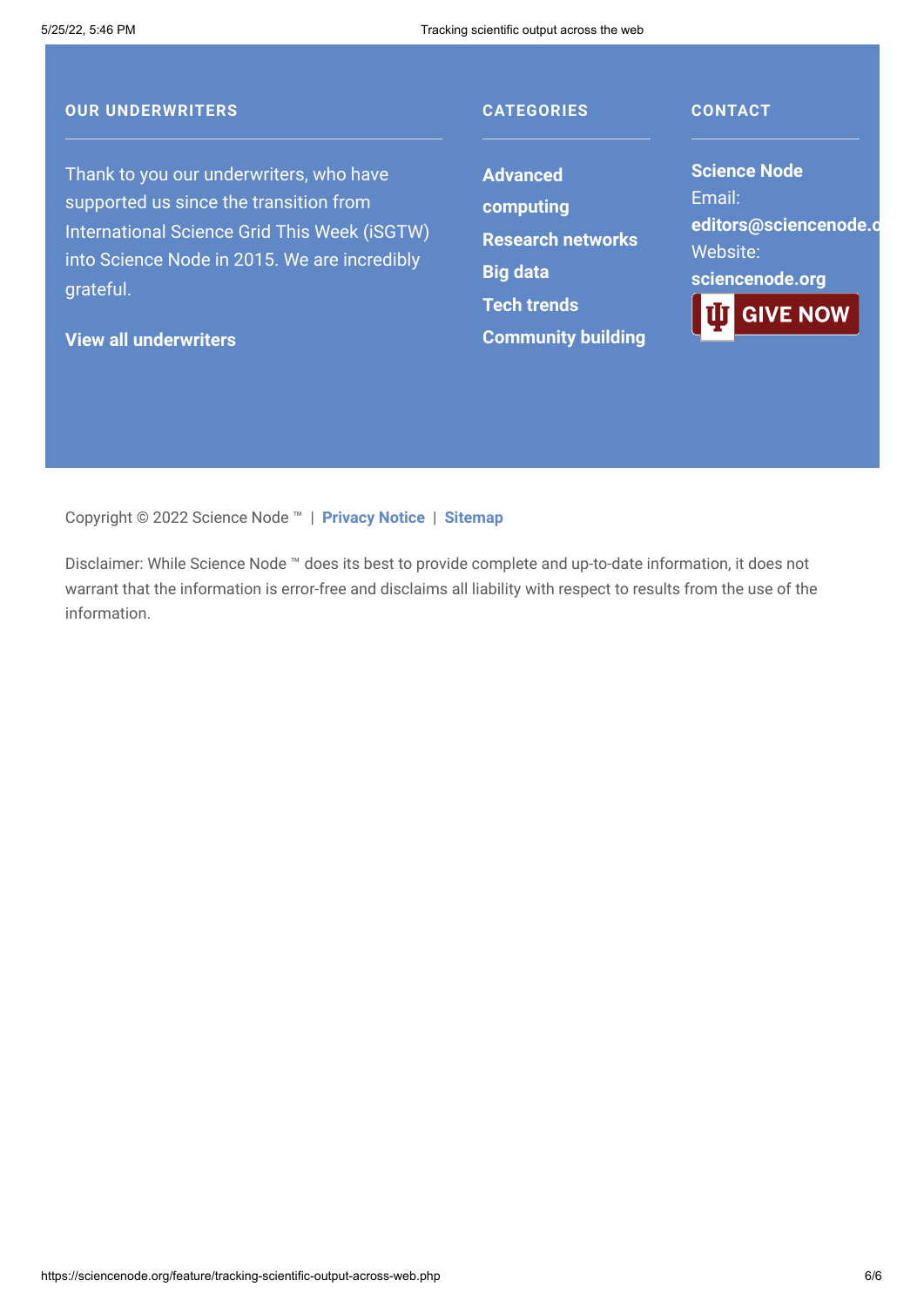### OUR UNDERWRITERS

Thank to you our underwriters, who have supported us since the transition from International Science Grid This Week (iSGTW) into Science Node in 2015. We are incredibly grateful.

**View all underwriters**

### CATEGORIES

**Advanced computing**

**Research networks**

**Big data**

**Tech trends**

**Community building**

### CONTACT

**Science Node**

Email:

**editors@sciencenode.o**

Website:

**sciencenode.org**

GIVE NOW

Copyright © 2022 Science Node ™ | **Privacy Notice** | **Sitemap**

Disclaimer: While Science Node ™ does its best to provide complete and up-to-date information, it does not warrant that the information is error-free and disclaims all liability with respect to results from the use of the information.